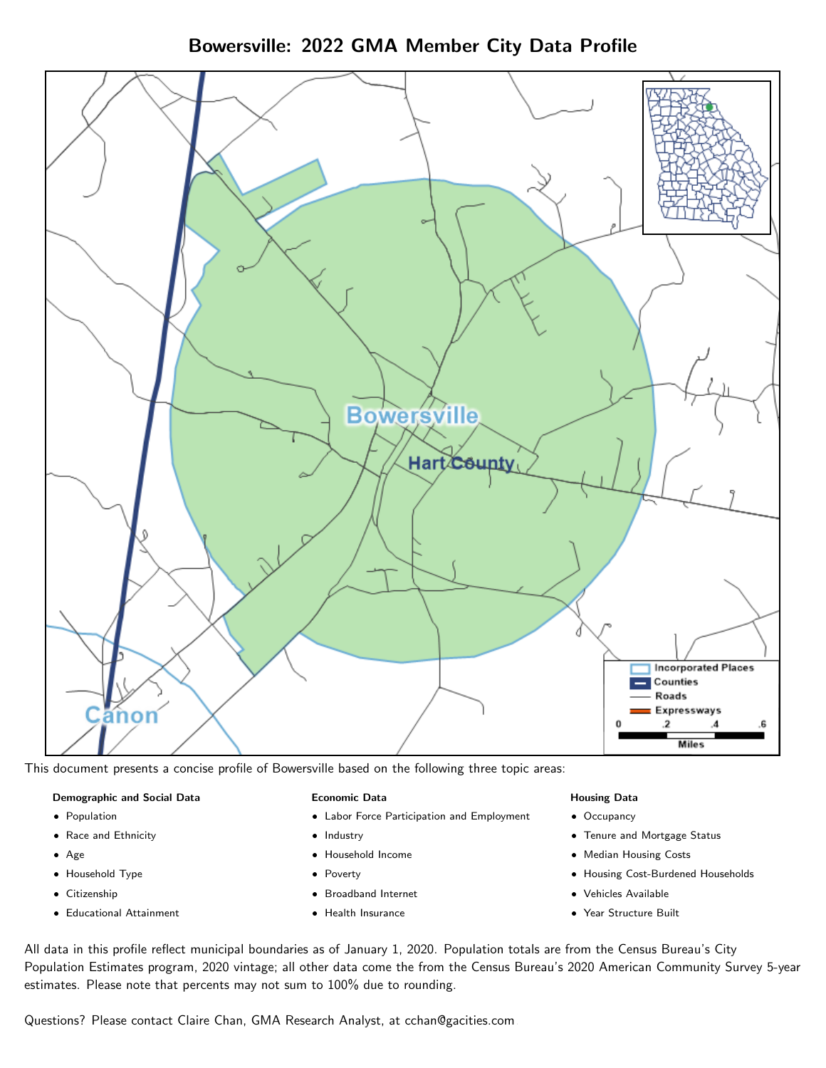# Bowersville: 2022 GMA Member City Data Profile

This document presents a concise profile of Bowersville based on the following three topic areas:

**Demographic and Social Data**

- Population
- Race and Ethnicity
- Age
- Household Type
- Citizenship
- Educational Attainment

**Economic Data**

- Labor Force Participation and Employment
- Industry
- Household Income
- Poverty
- Broadband Internet
- Health Insurance

**Housing Data**

- Occupancy
- Tenure and Mortgage Status
- Median Housing Costs
- Housing Cost-Burdened Households
- Vehicles Available
- Year Structure Built

All data in this profile reflect municipal boundaries as of January 1, 2020. Population totals are from the Census Bureau's City Population Estimates program, 2020 vintage; all other data come the from the Census Bureau's 2020 American Community Survey 5-year estimates. Please note that percents may not sum to 100% due to rounding.

Questions? Please contact Claire Chan, GMA Research Analyst, at cchan@gacities.com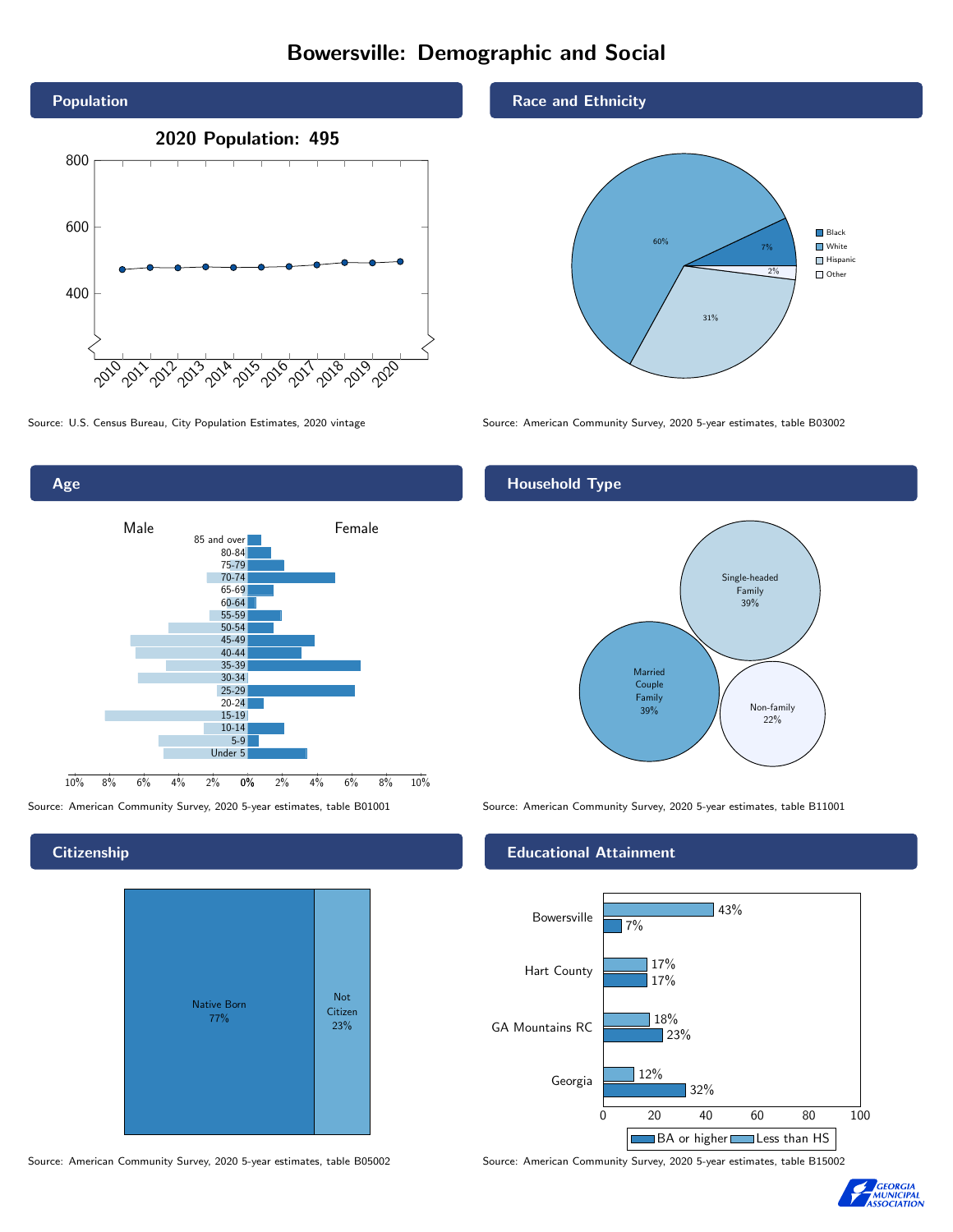# Bowersville: Demographic and Social

## Population

2020 Population: 495

Source: U.S. Census Bureau, City Population Estimates, 2020 vintage

## Race and Ethnicity

| Race/Ethnicity | Percent |
|---|---|
| Black | 7% |
| White | 60% |
| Hispanic | 31% |
| Other | 2% |

Source: American Community Survey, 2020 5-year estimates, table B03002

## Age

Source: American Community Survey, 2020 5-year estimates, table B01001

## Household Type

| Household Type | Percent |
|---|---|
| Single-headed Family | 39% |
| Married Couple Family | 39% |
| Non-family | 22% |

Source: American Community Survey, 2020 5-year estimates, table B11001

## Citizenship

| Citizenship | Percent |
|---|---|
| Native Born | 77% |
| Not Citizen | 23% |

Source: American Community Survey, 2020 5-year estimates, table B05002

## Educational Attainment

| | Less than HS | BA or higher |
|---|---|---|
| Bowersville | 43% | 7% |
| Hart County | 17% | 17% |
| GA Mountains RC | 18% | 23% |
| Georgia | 12% | 32% |

Source: American Community Survey, 2020 5-year estimates, table B15002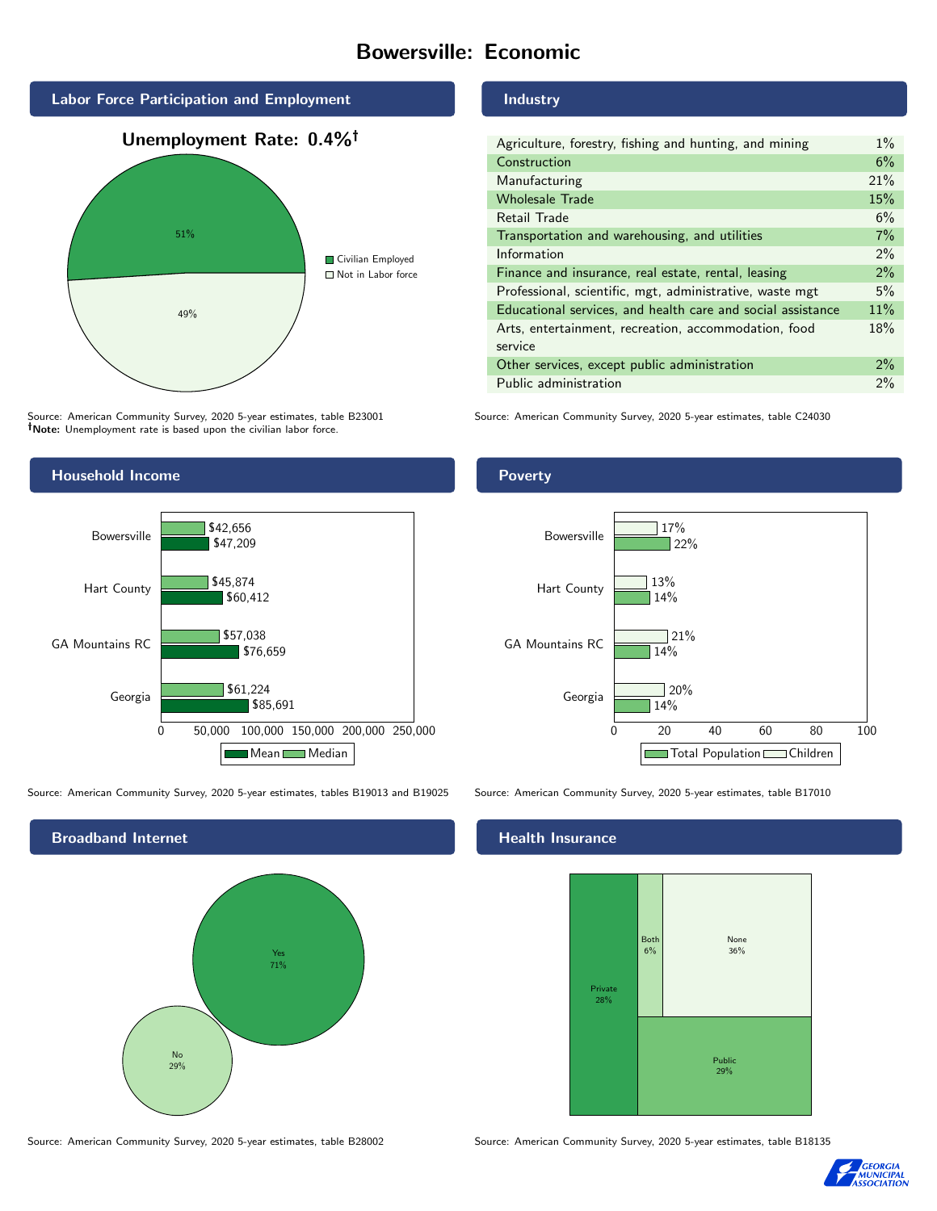# Bowersville: Economic

## Labor Force Participation and Employment

**Unemployment Rate: 0.4%†**

- Civilian Employed: 51%
- Not in Labor force: 49%

Source: American Community Survey, 2020 5-year estimates, table B23001
**†Note:** Unemployment rate is based upon the civilian labor force.

## Industry

| Industry | Percent |
|---|---|
| Agriculture, forestry, fishing and hunting, and mining | 1% |
| Construction | 6% |
| Manufacturing | 21% |
| Wholesale Trade | 15% |
| Retail Trade | 6% |
| Transportation and warehousing, and utilities | 7% |
| Information | 2% |
| Finance and insurance, real estate, rental, leasing | 2% |
| Professional, scientific, mgt, administrative, waste mgt | 5% |
| Educational services, and health care and social assistance | 11% |
| Arts, entertainment, recreation, accommodation, food service | 18% |
| Other services, except public administration | 2% |
| Public administration | 2% |

Source: American Community Survey, 2020 5-year estimates, table C24030

## Household Income

| | Median | Mean |
|---|---|---|
| Bowersville | $42,656 | $47,209 |
| Hart County | $45,874 | $60,412 |
| GA Mountains RC | $57,038 | $76,659 |
| Georgia | $61,224 | $85,691 |

Source: American Community Survey, 2020 5-year estimates, tables B19013 and B19025

## Poverty

| | Children | Total Population |
|---|---|---|
| Bowersville | 17% | 22% |
| Hart County | 13% | 14% |
| GA Mountains RC | 21% | 14% |
| Georgia | 20% | 14% |

Source: American Community Survey, 2020 5-year estimates, table B17010

## Broadband Internet

- Yes: 71%
- No: 29%

Source: American Community Survey, 2020 5-year estimates, table B28002

## Health Insurance

- Private: 28%
- Both: 6%
- None: 36%
- Public: 29%

Source: American Community Survey, 2020 5-year estimates, table B18135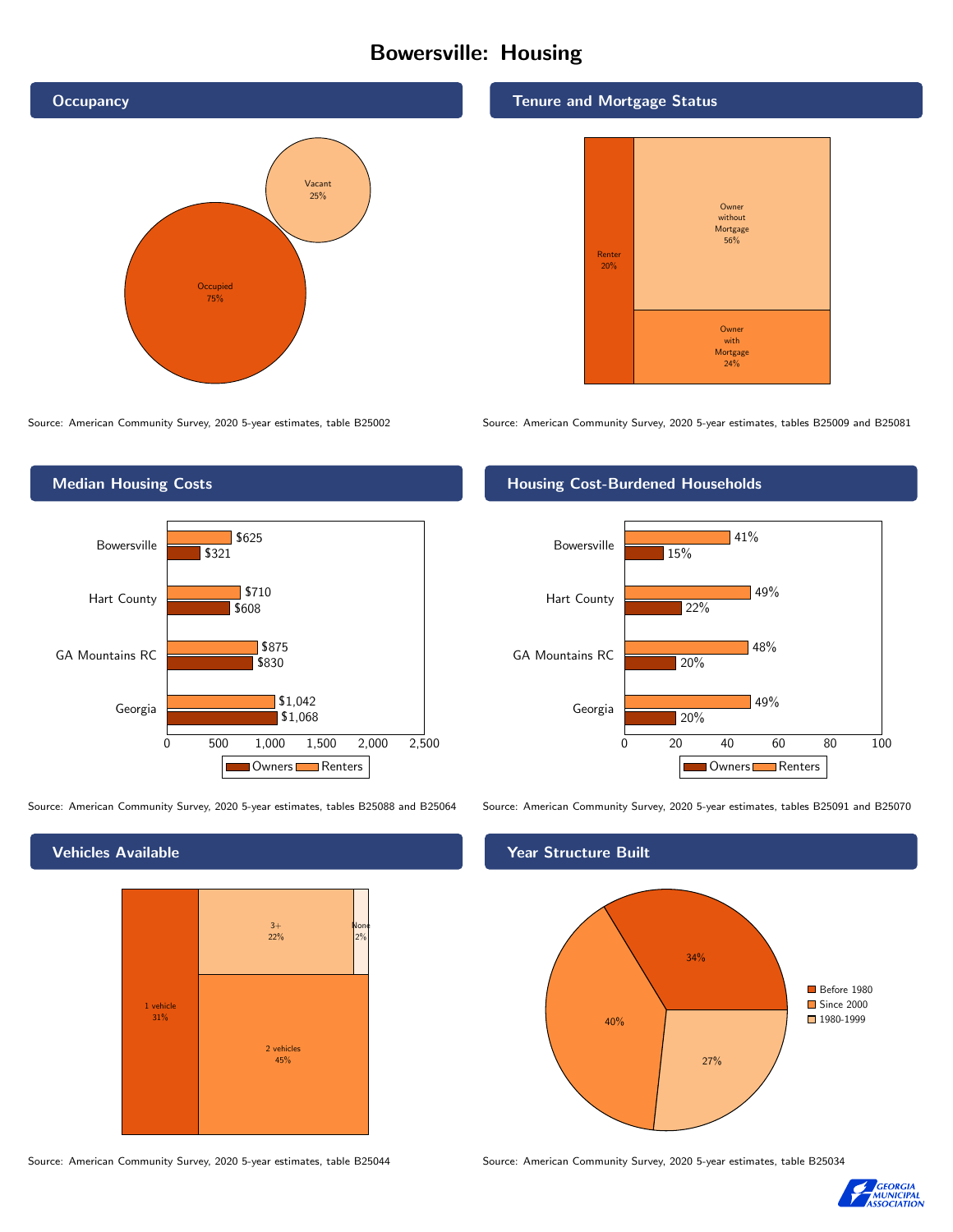# Bowersville: Housing

## Occupancy

Vacant
25%

Occupied
75%

Source: American Community Survey, 2020 5-year estimates, table B25002

## Tenure and Mortgage Status

Renter
20%

Owner
without
Mortgage
56%

Owner
with
Mortgage
24%

Source: American Community Survey, 2020 5-year estimates, tables B25009 and B25081

## Median Housing Costs

Bowersville
$625
$321

Hart County
$710
$608

GA Mountains RC
$875
$830

Georgia
$1,042
$1,068

0 500 1,000 1,500 2,000 2,500

Owners Renters

Source: American Community Survey, 2020 5-year estimates, tables B25088 and B25064

## Housing Cost-Burdened Households

Bowersville
41%
15%

Hart County
49%
22%

GA Mountains RC
48%
20%

Georgia
49%
20%

0 20 40 60 80 100

Owners Renters

Source: American Community Survey, 2020 5-year estimates, tables B25091 and B25070

## Vehicles Available

1 vehicle
31%

3+
22%

None
2%

2 vehicles
45%

Source: American Community Survey, 2020 5-year estimates, table B25044

## Year Structure Built

34%

40%

27%

Before 1980
Since 2000
1980-1999

Source: American Community Survey, 2020 5-year estimates, table B25034